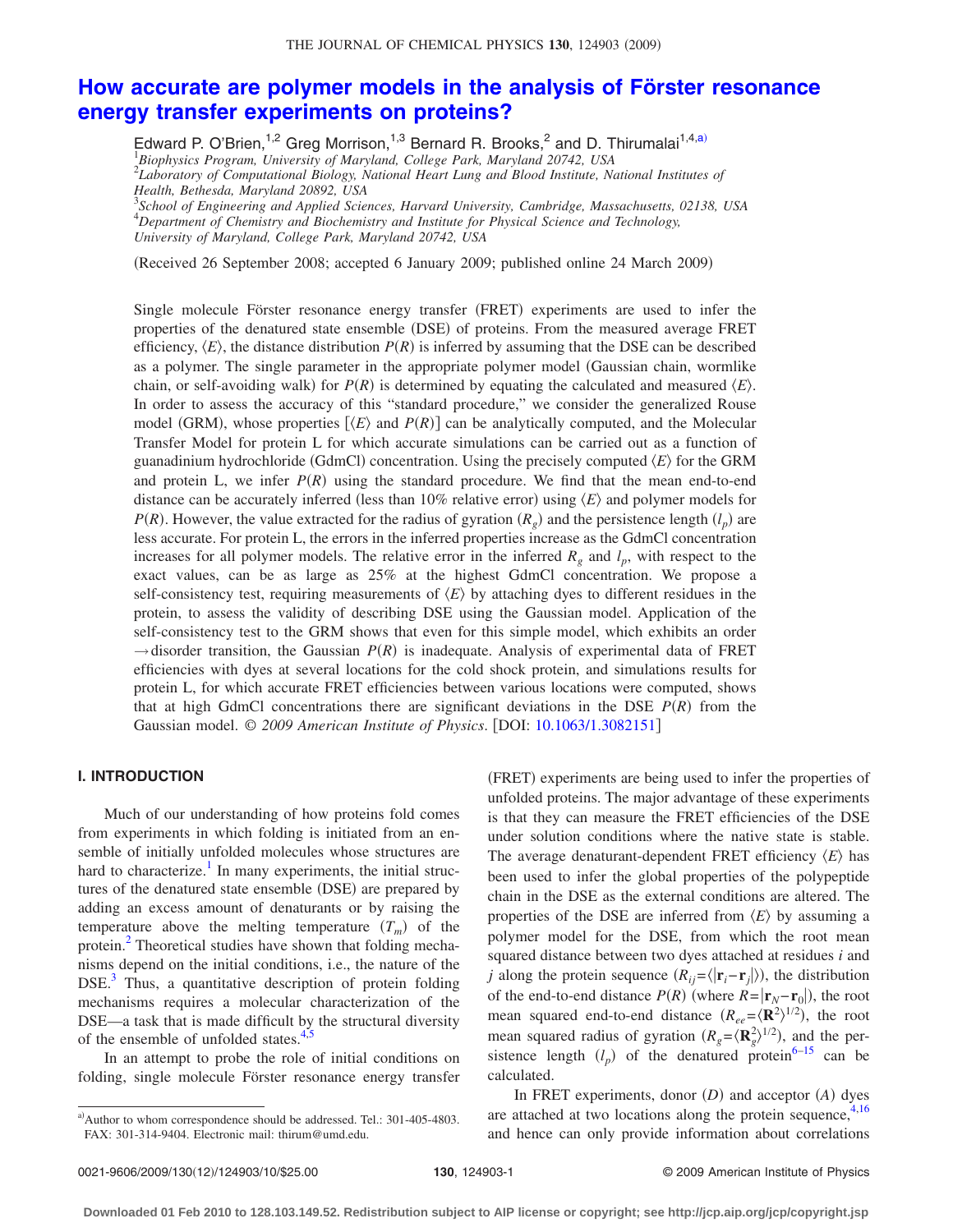# How accurate are polymer models in the analysis of Förster resonance energy transfer experiments on proteins?

Edward P. O'Brien,[1,2] Greg Morrison,[1,3] Bernard R. Brooks,[2] and D. Thirumalai[1,4,a)]

[1]*Biophysics Program, University of Maryland, College Park, Maryland 20742, USA*
[2]*Laboratory of Computational Biology, National Heart Lung and Blood Institute, National Institutes of Health, Bethesda, Maryland 20892, USA*
[3]*School of Engineering and Applied Sciences, Harvard University, Cambridge, Massachusetts, 02138, USA*
[4]*Department of Chemistry and Biochemistry and Institute for Physical Science and Technology, University of Maryland, College Park, Maryland 20742, USA*

(Received 26 September 2008; accepted 6 January 2009; published online 24 March 2009)

Single molecule Förster resonance energy transfer (FRET) experiments are used to infer the properties of the denatured state ensemble (DSE) of proteins. From the measured average FRET efficiency, $\langle E \rangle$, the distance distribution $P(R)$ is inferred by assuming that the DSE can be described as a polymer. The single parameter in the appropriate polymer model (Gaussian chain, wormlike chain, or self-avoiding walk) for $P(R)$ is determined by equating the calculated and measured $\langle E \rangle$. In order to assess the accuracy of this "standard procedure," we consider the generalized Rouse model (GRM), whose properties [$\langle E \rangle$ and $P(R)$] can be analytically computed, and the Molecular Transfer Model for protein L for which accurate simulations can be carried out as a function of guanadinium hydrochloride (GdmCl) concentration. Using the precisely computed $\langle E \rangle$ for the GRM and protein L, we infer $P(R)$ using the standard procedure. We find that the mean end-to-end distance can be accurately inferred (less than 10% relative error) using $\langle E \rangle$ and polymer models for $P(R)$. However, the value extracted for the radius of gyration ($R_g$) and the persistence length ($l_p$) are less accurate. For protein L, the errors in the inferred properties increase as the GdmCl concentration increases for all polymer models. The relative error in the inferred $R_g$ and $l_p$, with respect to the exact values, can be as large as 25% at the highest GdmCl concentration. We propose a self-consistency test, requiring measurements of $\langle E \rangle$ by attaching dyes to different residues in the protein, to assess the validity of describing DSE using the Gaussian model. Application of the self-consistency test to the GRM shows that even for this simple model, which exhibits an order $\rightarrow$disorder transition, the Gaussian $P(R)$ is inadequate. Analysis of experimental data of FRET efficiencies with dyes at several locations for the cold shock protein, and simulations results for protein L, for which accurate FRET efficiencies between various locations were computed, shows that at high GdmCl concentrations there are significant deviations in the DSE $P(R)$ from the Gaussian model. © *2009 American Institute of Physics*. [DOI: 10.1063/1.3082151]

## I. INTRODUCTION

Much of our understanding of how proteins fold comes from experiments in which folding is initiated from an ensemble of initially unfolded molecules whose structures are hard to characterize.[1] In many experiments, the initial structures of the denatured state ensemble (DSE) are prepared by adding an excess amount of denaturants or by raising the temperature above the melting temperature ($T_m$) of the protein.[2] Theoretical studies have shown that folding mechanisms depend on the initial conditions, i.e., the nature of the DSE.[3] Thus, a quantitative description of protein folding mechanisms requires a molecular characterization of the DSE—a task that is made difficult by the structural diversity of the ensemble of unfolded states.[4,5]

In an attempt to probe the role of initial conditions on folding, single molecule Förster resonance energy transfer (FRET) experiments are being used to infer the properties of unfolded proteins. The major advantage of these experiments is that they can measure the FRET efficiencies of the DSE under solution conditions where the native state is stable. The average denaturant-dependent FRET efficiency $\langle E \rangle$ has been used to infer the global properties of the polypeptide chain in the DSE as the external conditions are altered. The properties of the DSE are inferred from $\langle E \rangle$ by assuming a polymer model for the DSE, from which the root mean squared distance between two dyes attached at residues $i$ and $j$ along the protein sequence ($R_{ij}=\langle|\mathbf{r}_i-\mathbf{r}_j|\rangle$), the distribution of the end-to-end distance $P(R)$ (where $R=|\mathbf{r}_N-\mathbf{r}_0|$), the root mean squared end-to-end distance ($R_{ee}=\langle \mathbf{R}^2\rangle^{1/2}$), the root mean squared radius of gyration ($R_g=\langle \mathbf{R}_g^2\rangle^{1/2}$), and the persistence length ($l_p$) of the denatured protein[6–15] can be calculated.

In FRET experiments, donor ($D$) and acceptor ($A$) dyes are attached at two locations along the protein sequence,[4,16] and hence can only provide information about correlations

a)Author to whom correspondence should be addressed. Tel.: 301-405-4803. FAX: 301-314-9404. Electronic mail: thirum@umd.edu.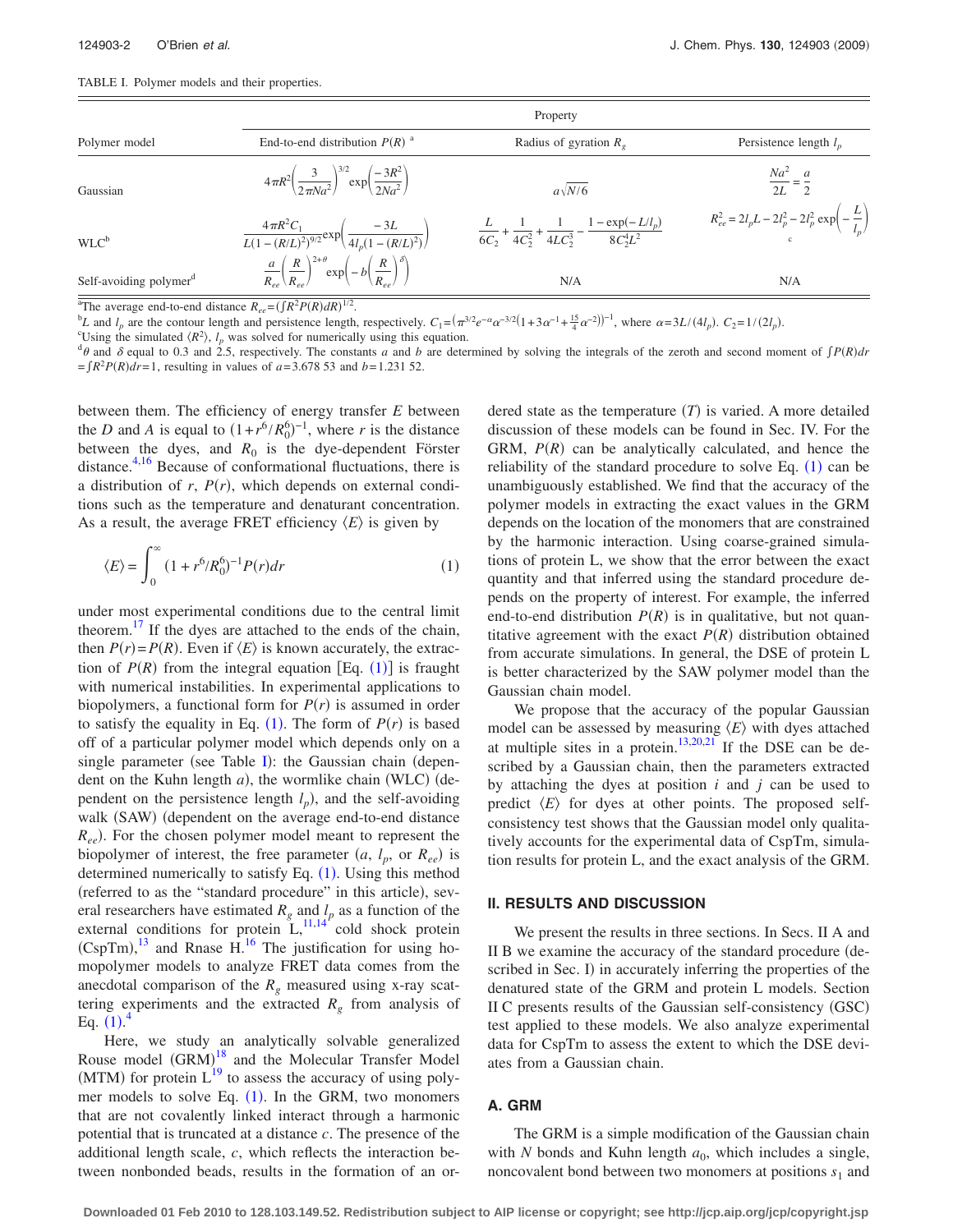TABLE I. Polymer models and their properties.

| Polymer model | Property | | |
|---|---|---|---|
| | End-to-end distribution $P(R)$ [a] | Radius of gyration $R_g$ | Persistence length $l_p$ |
| Gaussian | $4\pi R^2\left(\frac{3}{2\pi Na^2}\right)^{3/2}\exp\left(\frac{-3R^2}{2Na^2}\right)$ | $a\sqrt{N/6}$ | $\frac{Na^2}{2L}=\frac{a}{2}$ |
| WLC[b] | $\frac{4\pi R^2 C_1}{L(1-(R/L)^2)^{9/2}}\exp\left(\frac{-3L}{4l_p(1-(R/L)^2)}\right)$ | $\frac{L}{6C_2}+\frac{1}{4C_2^2}+\frac{1}{4LC_2^3}-\frac{1-\exp(-L/l_p)}{8C_2^4L^2}$ | $R_{ee}^2=2l_pL-2l_p^2-2l_p^2\exp\left(-\frac{L}{l_p}\right)$ [c] |
| Self-avoiding polymer[d] | $\frac{a}{R_{ee}}\left(\frac{R}{R_{ee}}\right)^{2+\theta}\exp\left(-b\left(\frac{R}{R_{ee}}\right)^{\delta}\right)$ | N/A | N/A |

[a]The average end-to-end distance $R_{ee}=(\int R^2P(R)dR)^{1/2}$.
[b]$L$ and $l_p$ are the contour length and persistence length, respectively. $C_1=(\pi^{3/2}e^{-\alpha}\alpha^{-3/2}(1+3\alpha^{-1}+\frac{15}{4}\alpha^{-2}))^{-1}$, where $\alpha=3L/(4l_p)$. $C_2=1/(2l_p)$.
[c]Using the simulated $\langle R^2\rangle$, $l_p$ was solved for numerically using this equation.
[d]$\theta$ and $\delta$ equal to 0.3 and 2.5, respectively. The constants $a$ and $b$ are determined by solving the integrals of the zeroth and second moment of $\int P(R)dr=\int R^2P(R)dr=1$, resulting in values of $a=3.678\,53$ and $b=1.231\,52$.

between them. The efficiency of energy transfer $E$ between the $D$ and $A$ is equal to $(1+r^6/R_0^6)^{-1}$, where $r$ is the distance between the dyes, and $R_0$ is the dye-dependent Förster distance.[4,16] Because of conformational fluctuations, there is a distribution of $r$, $P(r)$, which depends on external conditions such as the temperature and denaturant concentration. As a result, the average FRET efficiency $\langle E\rangle$ is given by

$$\langle E\rangle=\int_0^\infty(1+r^6/R_0^6)^{-1}P(r)dr \tag{1}$$

under most experimental conditions due to the central limit theorem.[17] If the dyes are attached to the ends of the chain, then $P(r)=P(R)$. Even if $\langle E\rangle$ is known accurately, the extraction of $P(R)$ from the integral equation [Eq. (1)] is fraught with numerical instabilities. In experimental applications to biopolymers, a functional form for $P(r)$ is assumed in order to satisfy the equality in Eq. (1). The form of $P(r)$ is based off of a particular polymer model which depends only on a single parameter (see Table I): the Gaussian chain (dependent on the Kuhn length $a$), the wormlike chain (WLC) (dependent on the persistence length $l_p$), and the self-avoiding walk (SAW) (dependent on the average end-to-end distance $R_{ee}$). For the chosen polymer model meant to represent the biopolymer of interest, the free parameter ($a$, $l_p$, or $R_{ee}$) is determined numerically to satisfy Eq. (1). Using this method (referred to as the "standard procedure" in this article), several researchers have estimated $R_g$ and $l_p$ as a function of the external conditions for protein L,[11,14] cold shock protein (CspTm),[13] and Rnase H.[16] The justification for using homopolymer models to analyze FRET data comes from the anecdotal comparison of the $R_g$ measured using x-ray scattering experiments and the extracted $R_g$ from analysis of Eq. (1).[4]

Here, we study an analytically solvable generalized Rouse model (GRM)[18] and the Molecular Transfer Model (MTM) for protein L[19] to assess the accuracy of using polymer models to solve Eq. (1). In the GRM, two monomers that are not covalently linked interact through a harmonic potential that is truncated at a distance $c$. The presence of the additional length scale, $c$, which reflects the interaction between nonbonded beads, results in the formation of an ordered state as the temperature ($T$) is varied. A more detailed discussion of these models can be found in Sec. IV. For the GRM, $P(R)$ can be analytically calculated, and hence the reliability of the standard procedure to solve Eq. (1) can be unambiguously established. We find that the accuracy of the polymer models in extracting the exact values in the GRM depends on the location of the monomers that are constrained by the harmonic interaction. Using coarse-grained simulations of protein L, we show that the error between the exact quantity and that inferred using the standard procedure depends on the property of interest. For example, the inferred end-to-end distribution $P(R)$ is in qualitative, but not quantitative agreement with the exact $P(R)$ distribution obtained from accurate simulations. In general, the DSE of protein L is better characterized by the SAW polymer model than the Gaussian chain model.

We propose that the accuracy of the popular Gaussian model can be assessed by measuring $\langle E\rangle$ with dyes attached at multiple sites in a protein.[13,20,21] If the DSE can be described by a Gaussian chain, then the parameters extracted by attaching the dyes at position $i$ and $j$ can be used to predict $\langle E\rangle$ for dyes at other points. The proposed self-consistency test shows that the Gaussian model only qualitatively accounts for the experimental data of CspTm, simulation results for protein L, and the exact analysis of the GRM.

## II. RESULTS AND DISCUSSION

We present the results in three sections. In Secs. II A and II B we examine the accuracy of the standard procedure (described in Sec. I) in accurately inferring the properties of the denatured state of the GRM and protein L models. Section II C presents results of the Gaussian self-consistency (GSC) test applied to these models. We also analyze experimental data for CspTm to assess the extent to which the DSE deviates from a Gaussian chain.

### A. GRM

The GRM is a simple modification of the Gaussian chain with $N$ bonds and Kuhn length $a_0$, which includes a single, noncovalent bond between two monomers at positions $s_1$ and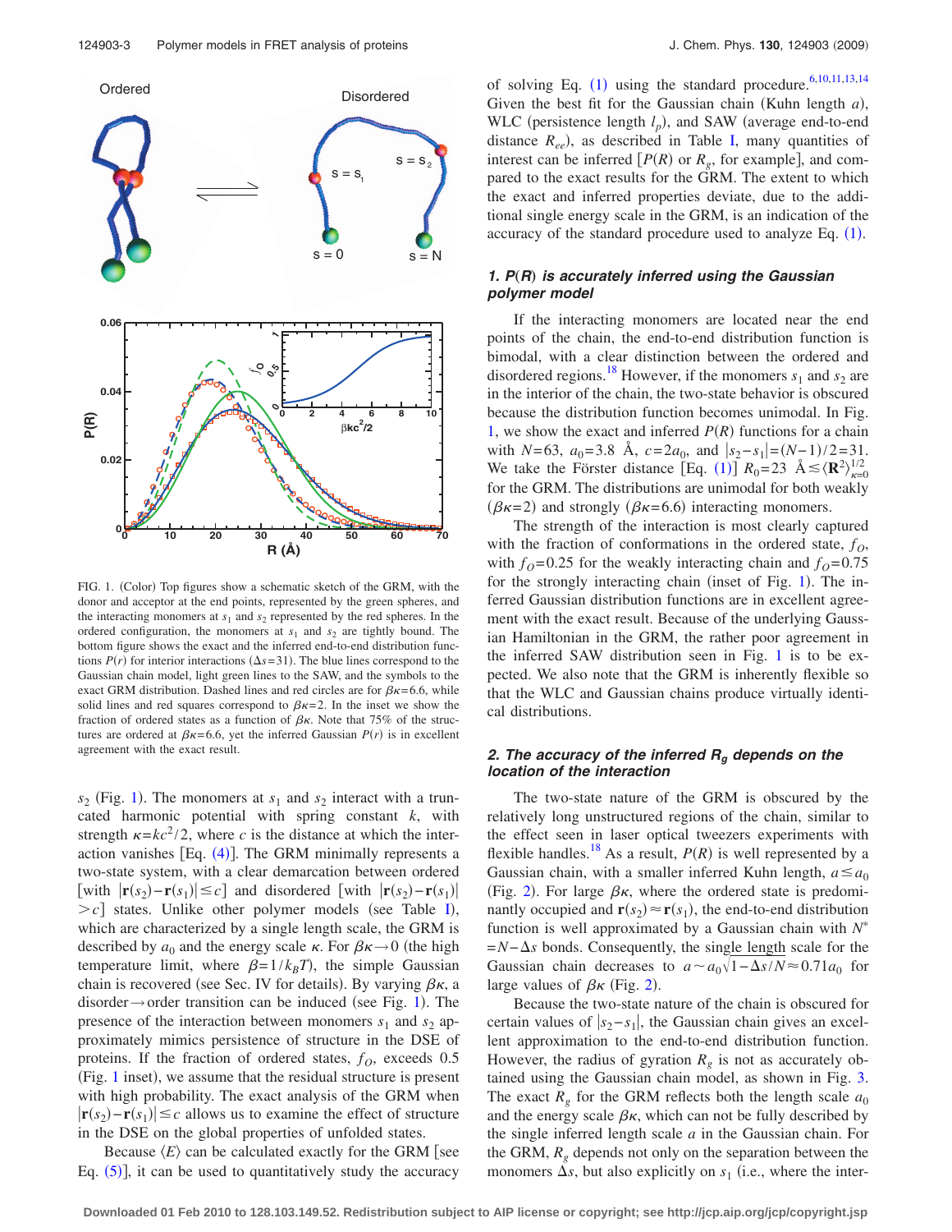FIG. 1. (Color) Top figures show a schematic sketch of the GRM, with the donor and acceptor at the end points, represented by the green spheres, and the interacting monomers at $s_1$ and $s_2$ represented by the red spheres. In the ordered configuration, the monomers at $s_1$ and $s_2$ are tightly bound. The bottom figure shows the exact and the inferred end-to-end distribution functions $P(r)$ for interior interactions ($\Delta s=31$). The blue lines correspond to the Gaussian chain model, light green lines to the SAW, and the symbols to the exact GRM distribution. Dashed lines and red circles are for $\beta\kappa=6.6$, while solid lines and red squares correspond to $\beta\kappa=2$. In the inset we show the fraction of ordered states as a function of $\beta\kappa$. Note that 75% of the structures are ordered at $\beta\kappa=6.6$, yet the inferred Gaussian $P(r)$ is in excellent agreement with the exact result.

$s_2$ (Fig. 1). The monomers at $s_1$ and $s_2$ interact with a truncated harmonic potential with spring constant $k$, with strength $\kappa=kc^2/2$, where $c$ is the distance at which the interaction vanishes [Eq. (4)]. The GRM minimally represents a two-state system, with a clear demarcation between ordered [with $|\mathbf{r}(s_2)-\mathbf{r}(s_1)|\le c$] and disordered [with $|\mathbf{r}(s_2)-\mathbf{r}(s_1)| > c$] states. Unlike other polymer models (see Table I), which are characterized by a single length scale, the GRM is described by $a_0$ and the energy scale $\kappa$. For $\beta\kappa\to 0$ (the high temperature limit, where $\beta=1/k_BT$), the simple Gaussian chain is recovered (see Sec. IV for details). By varying $\beta\kappa$, a disorder$\to$order transition can be induced (see Fig. 1). The presence of the interaction between monomers $s_1$ and $s_2$ approximately mimics persistence of structure in the DSE of proteins. If the fraction of ordered states, $f_O$, exceeds 0.5 (Fig. 1 inset), we assume that the residual structure is present with high probability. The exact analysis of the GRM when $|\mathbf{r}(s_2)-\mathbf{r}(s_1)|\le c$ allows us to examine the effect of structure in the DSE on the global properties of unfolded states.

Because $\langle E\rangle$ can be calculated exactly for the GRM [see Eq. (5)], it can be used to quantitatively study the accuracy of solving Eq. (1) using the standard procedure.[6,10,11,13,14] Given the best fit for the Gaussian chain (Kuhn length $a$), WLC (persistence length $l_p$), and SAW (average end-to-end distance $R_{ee}$), as described in Table I, many quantities of interest can be inferred [$P(R)$ or $R_g$, for example], and compared to the exact results for the GRM. The extent to which the exact and inferred properties deviate, due to the additional single energy scale in the GRM, is an indication of the accuracy of the standard procedure used to analyze Eq. (1).

### 1. *P*(*R*) is accurately inferred using the Gaussian polymer model

If the interacting monomers are located near the end points of the chain, the end-to-end distribution function is bimodal, with a clear distinction between the ordered and disordered regions.[18] However, if the monomers $s_1$ and $s_2$ are in the interior of the chain, the two-state behavior is obscured because the distribution function becomes unimodal. In Fig. 1, we show the exact and inferred $P(R)$ functions for a chain with $N=63$, $a_0=3.8$ Å, $c=2a_0$, and $|s_2-s_1|=(N-1)/2=31$. We take the Förster distance [Eq. (1)] $R_0=23$ Å$\lesssim\langle \mathbf{R}^2\rangle^{1/2}_{\kappa=0}$ for the GRM. The distributions are unimodal for both weakly ($\beta\kappa=2$) and strongly ($\beta\kappa=6.6$) interacting monomers.

The strength of the interaction is most clearly captured with the fraction of conformations in the ordered state, $f_O$, with $f_O=0.25$ for the weakly interacting chain and $f_O=0.75$ for the strongly interacting chain (inset of Fig. 1). The inferred Gaussian distribution functions are in excellent agreement with the exact result. Because of the underlying Gaussian Hamiltonian in the GRM, the rather poor agreement in the inferred SAW distribution seen in Fig. 1 is to be expected. We also note that the GRM is inherently flexible so that the WLC and Gaussian chains produce virtually identical distributions.

### 2. The accuracy of the inferred $R_g$ depends on the location of the interaction

The two-state nature of the GRM is obscured by the relatively long unstructured regions of the chain, similar to the effect seen in laser optical tweezers experiments with flexible handles.[18] As a result, $P(R)$ is well represented by a Gaussian chain, with a smaller inferred Kuhn length, $a\le a_0$ (Fig. 2). For large $\beta\kappa$, where the ordered state is predominantly occupied and $\mathbf{r}(s_2)\approx\mathbf{r}(s_1)$, the end-to-end distribution function is well approximated by a Gaussian chain with $N^*=N-\Delta s$ bonds. Consequently, the single length scale for the Gaussian chain decreases to $a\sim a_0\sqrt{1-\Delta s/N}\approx 0.71a_0$ for large values of $\beta\kappa$ (Fig. 2).

Because the two-state nature of the chain is obscured for certain values of $|s_2-s_1|$, the Gaussian chain gives an excellent approximation to the end-to-end distribution function. However, the radius of gyration $R_g$ is not as accurately obtained using the Gaussian chain model, as shown in Fig. 3. The exact $R_g$ for the GRM reflects both the length scale $a_0$ and the energy scale $\beta\kappa$, which can not be fully described by the single inferred length scale $a$ in the Gaussian chain. For the GRM, $R_g$ depends not only on the separation between the monomers $\Delta s$, but also explicitly on $s_1$ (i.e., where the inter-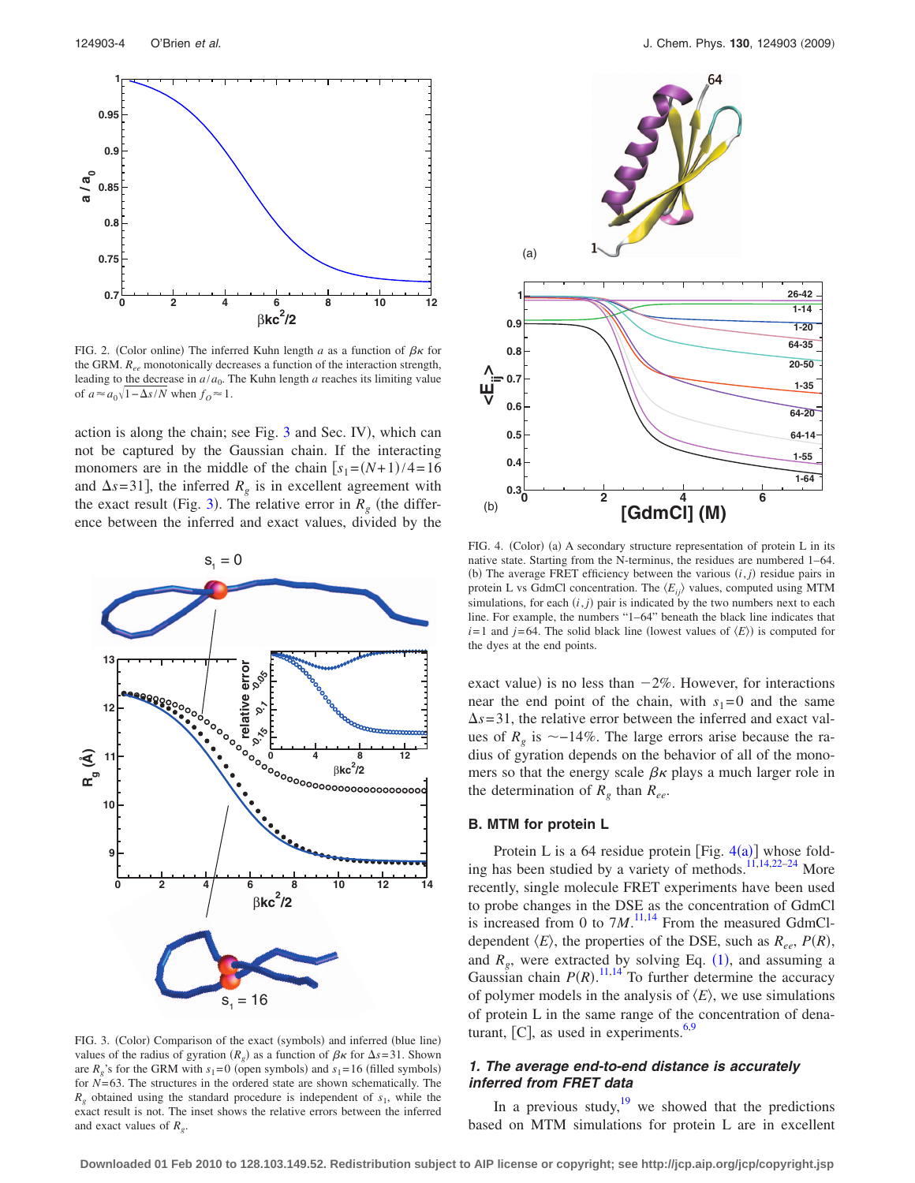FIG. 2. (Color online) The inferred Kuhn length $a$ as a function of $\beta\kappa$ for the GRM. $R_{ee}$ monotonically decreases a function of the interaction strength, leading to the decrease in $a/a_0$. The Kuhn length $a$ reaches its limiting value of $a \approx a_0\sqrt{1-\Delta s/N}$ when $f_O \approx 1$.

action is along the chain; see Fig. 3 and Sec. IV), which can not be captured by the Gaussian chain. If the interacting monomers are in the middle of the chain $[s_1=(N+1)/4=16$ and $\Delta s=31]$, the inferred $R_g$ is in excellent agreement with the exact result (Fig. 3). The relative error in $R_g$ (the difference between the inferred and exact values, divided by the exact value) is no less than $-2\%$. However, for interactions near the end point of the chain, with $s_1=0$ and the same $\Delta s=31$, the relative error between the inferred and exact values of $R_g$ is $\sim -14\%$. The large errors arise because the radius of gyration depends on the behavior of all of the monomers so that the energy scale $\beta\kappa$ plays a much larger role in the determination of $R_g$ than $R_{ee}$.

FIG. 3. (Color) Comparison of the exact (symbols) and inferred (blue line) values of the radius of gyration ($R_g$) as a function of $\beta\kappa$ for $\Delta s=31$. Shown are $R_g$'s for the GRM with $s_1=0$ (open symbols) and $s_1=16$ (filled symbols) for $N=63$. The structures in the ordered state are shown schematically. The $R_g$ obtained using the standard procedure is independent of $s_1$, while the exact result is not. The inset shows the relative errors between the inferred and exact values of $R_g$.

FIG. 4. (Color) (a) A secondary structure representation of protein L in its native state. Starting from the N-terminus, the residues are numbered 1–64. (b) The average FRET efficiency between the various $(i,j)$ residue pairs in protein L vs GdmCl concentration. The $\langle E_{ij}\rangle$ values, computed using MTM simulations, for each $(i,j)$ pair is indicated by the two numbers next to each line. For example, the numbers "1–64" beneath the black line indicates that $i=1$ and $j=64$. The solid black line (lowest values of $\langle E\rangle$) is computed for the dyes at the end points.

## B. MTM for protein L

Protein L is a 64 residue protein [Fig. 4(a)] whose folding has been studied by a variety of methods.[11,14,22–24] More recently, single molecule FRET experiments have been used to probe changes in the DSE as the concentration of GdmCl is increased from 0 to 7$M$.[11,14] From the measured GdmCl-dependent $\langle E\rangle$, the properties of the DSE, such as $R_{ee}$, $P(R)$, and $R_g$, were extracted by solving Eq. (1), and assuming a Gaussian chain $P(R)$.[11,14] To further determine the accuracy of polymer models in the analysis of $\langle E\rangle$, we use simulations of protein L in the same range of the concentration of denaturant, [C], as used in experiments.[6,9]

### 1. The average end-to-end distance is accurately inferred from FRET data

In a previous study,[19] we showed that the predictions based on MTM simulations for protein L are in excellent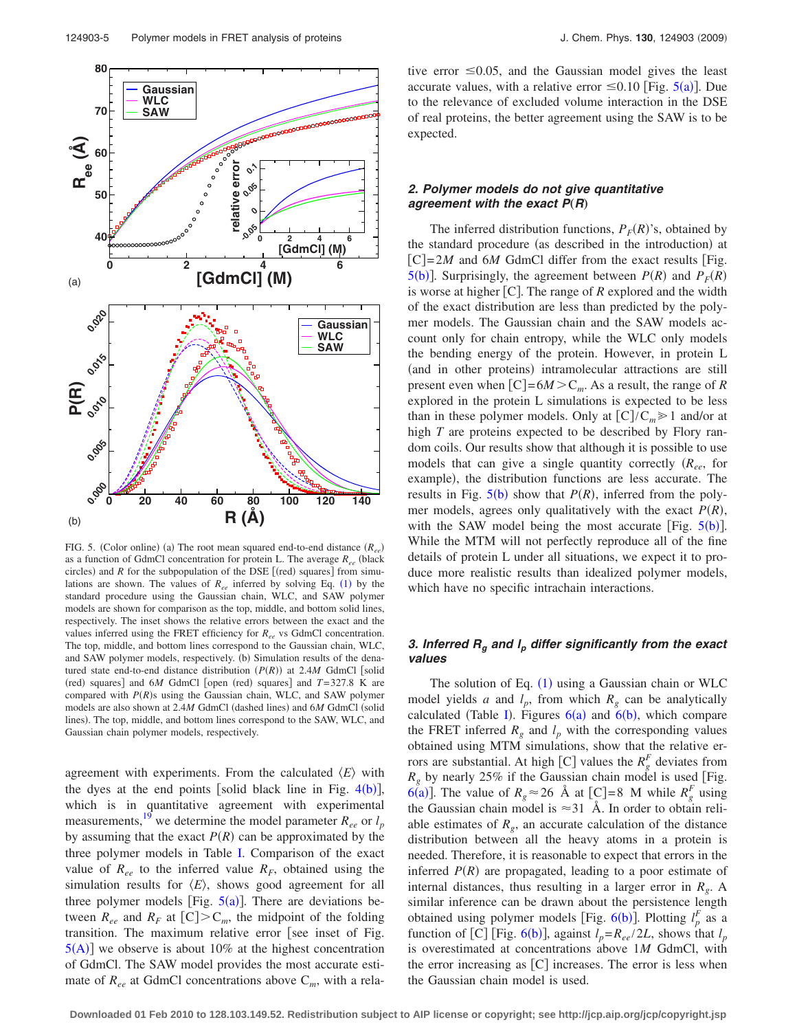FIG. 5. (Color online) (a) The root mean squared end-to-end distance ($R_{ee}$) as a function of GdmCl concentration for protein L. The average $R_{ee}$ (black circles) and $R$ for the subpopulation of the DSE [(red) squares] from simulations are shown. The values of $R_{ee}$ inferred by solving Eq. (1) by the standard procedure using the Gaussian chain, WLC, and SAW polymer models are shown for comparison as the top, middle, and bottom solid lines, respectively. The inset shows the relative errors between the exact and the values inferred using the FRET efficiency for $R_{ee}$ vs GdmCl concentration. The top, middle, and bottom lines correspond to the Gaussian chain, WLC, and SAW polymer models, respectively. (b) Simulation results of the denatured state end-to-end distance distribution ($P(R)$) at 2.4$M$ GdmCl [solid (red) squares] and 6$M$ GdmCl [open (red) squares] and $T$=327.8 K are compared with $P(R)$s using the Gaussian chain, WLC, and SAW polymer models are also shown at 2.4$M$ GdmCl (dashed lines) and 6$M$ GdmCl (solid lines). The top, middle, and bottom lines correspond to the SAW, WLC, and Gaussian chain polymer models, respectively.

agreement with experiments. From the calculated $\langle E \rangle$ with the dyes at the end points [solid black line in Fig. 4(b)], which is in quantitative agreement with experimental measurements,[19] we determine the model parameter $R_{ee}$ or $l_p$ by assuming that the exact $P(R)$ can be approximated by the three polymer models in Table I. Comparison of the exact value of $R_{ee}$ to the inferred value $R_F$, obtained using the simulation results for $\langle E \rangle$, shows good agreement for all three polymer models [Fig. 5(a)]. There are deviations between $R_{ee}$ and $R_F$ at [C]$>$C$_m$, the midpoint of the folding transition. The maximum relative error [see inset of Fig. 5(A)] we observe is about 10% at the highest concentration of GdmCl. The SAW model provides the most accurate estimate of $R_{ee}$ at GdmCl concentrations above C$_m$, with a relative error $\leq$0.05, and the Gaussian model gives the least accurate values, with a relative error $\leq$0.10 [Fig. 5(a)]. Due to the relevance of excluded volume interaction in the DSE of real proteins, the better agreement using the SAW is to be expected.

### 2. Polymer models do not give quantitative agreement with the exact $P(R)$

The inferred distribution functions, $P_F(R)$'s, obtained by the standard procedure (as described in the introduction) at [C]=2$M$ and 6$M$ GdmCl differ from the exact results [Fig. 5(b)]. Surprisingly, the agreement between $P(R)$ and $P_F(R)$ is worse at higher [C]. The range of $R$ explored and the width of the exact distribution are less than predicted by the polymer models. The Gaussian chain and the SAW models account only for chain entropy, while the WLC only models the bending energy of the protein. However, in protein L (and in other proteins) intramolecular attractions are still present even when [C]=6$M$$>$C$_m$. As a result, the range of $R$ explored in the protein L simulations is expected to be less than in these polymer models. Only at [C]/C$_m$$\gg$1 and/or at high $T$ are proteins expected to be described by Flory random coils. Our results show that although it is possible to use models that can give a single quantity correctly ($R_{ee}$, for example), the distribution functions are less accurate. The results in Fig. 5(b) show that $P(R)$, inferred from the polymer models, agrees only qualitatively with the exact $P(R)$, with the SAW model being the most accurate [Fig. 5(b)]. While the MTM will not perfectly reproduce all of the fine details of protein L under all situations, we expect it to produce more realistic results than idealized polymer models, which have no specific intrachain interactions.

### 3. Inferred $R_g$ and $l_p$ differ significantly from the exact values

The solution of Eq. (1) using a Gaussian chain or WLC model yields $a$ and $l_p$, from which $R_g$ can be analytically calculated (Table I). Figures 6(a) and 6(b), which compare the FRET inferred $R_g$ and $l_p$ with the corresponding values obtained using MTM simulations, show that the relative errors are substantial. At high [C] values the $R_g^F$ deviates from $R_g$ by nearly 25% if the Gaussian chain model is used [Fig. 6(a)]. The value of $R_g \approx 26$ Å at [C]=8 M while $R_g^F$ using the Gaussian chain model is $\approx$31 Å. In order to obtain reliable estimates of $R_g$, an accurate calculation of the distance distribution between all the heavy atoms in a protein is needed. Therefore, it is reasonable to expect that errors in the inferred $P(R)$ are propagated, leading to a poor estimate of internal distances, thus resulting in a larger error in $R_g$. A similar inference can be drawn about the persistence length obtained using polymer models [Fig. 6(b)]. Plotting $l_p^F$ as a function of [C] [Fig. 6(b)], against $l_p = R_{ee}/2L$, shows that $l_p$ is overestimated at concentrations above 1$M$ GdmCl, with the error increasing as [C] increases. The error is less when the Gaussian chain model is used.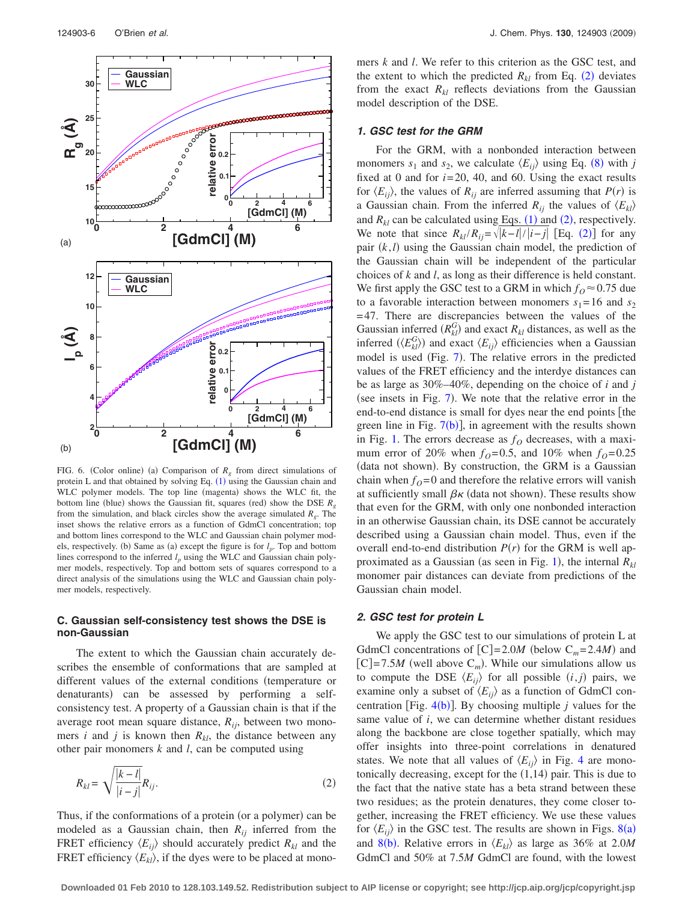FIG. 6. (Color online) (a) Comparison of $R_g$ from direct simulations of protein L and that obtained by solving Eq. (1) using the Gaussian chain and WLC polymer models. The top line (magenta) shows the WLC fit, the bottom line (blue) shows the Gaussian fit, squares (red) show the DSE $R_g$ from the simulation, and black circles show the average simulated $R_g$. The inset shows the relative errors as a function of GdmCl concentration; top and bottom lines correspond to the WLC and Gaussian chain polymer models, respectively. (b) Same as (a) except the figure is for $l_p$. Top and bottom lines correspond to the inferred $l_p$ using the WLC and Gaussian chain polymer models, respectively. Top and bottom sets of squares correspond to a direct analysis of the simulations using the WLC and Gaussian chain polymer models, respectively.

### C. Gaussian self-consistency test shows the DSE is non-Gaussian

The extent to which the Gaussian chain accurately describes the ensemble of conformations that are sampled at different values of the external conditions (temperature or denaturants) can be assessed by performing a self-consistency test. A property of a Gaussian chain is that if the average root mean square distance, $R_{ij}$, between two monomers $i$ and $j$ is known then $R_{kl}$, the distance between any other pair monomers $k$ and $l$, can be computed using

$$R_{kl} = \sqrt{\frac{|k-l|}{|i-j|}} R_{ij}. \tag{2}$$

Thus, if the conformations of a protein (or a polymer) can be modeled as a Gaussian chain, then $R_{ij}$ inferred from the FRET efficiency $\langle E_{ij} \rangle$ should accurately predict $R_{kl}$ and the FRET efficiency $\langle E_{kl} \rangle$, if the dyes were to be placed at monomers $k$ and $l$. We refer to this criterion as the GSC test, and the extent to which the predicted $R_{kl}$ from Eq. (2) deviates from the exact $R_{kl}$ reflects deviations from the Gaussian model description of the DSE.

#### 1. GSC test for the GRM

For the GRM, with a nonbonded interaction between monomers $s_1$ and $s_2$, we calculate $\langle E_{ij} \rangle$ using Eq. (8) with $j$ fixed at 0 and for $i=20$, 40, and 60. Using the exact results for $\langle E_{ij} \rangle$, the values of $R_{ij}$ are inferred assuming that $P(r)$ is a Gaussian chain. From the inferred $R_{ij}$ the values of $\langle E_{kl} \rangle$ and $R_{kl}$ can be calculated using Eqs. (1) and (2), respectively. We note that since $R_{kl}/R_{ij} = \sqrt{|k-l|/|i-j|}$ [Eq. (2)] for any pair $(k,l)$ using the Gaussian chain model, the prediction of the Gaussian chain will be independent of the particular choices of $k$ and $l$, as long as their difference is held constant. We first apply the GSC test to a GRM in which $f_O \approx 0.75$ due to a favorable interaction between monomers $s_1=16$ and $s_2=47$. There are discrepancies between the values of the Gaussian inferred ($R_{kl}^G$) and exact $R_{kl}$ distances, as well as the inferred ($\langle E_{kl}^G \rangle$) and exact $\langle E_{ij} \rangle$ efficiencies when a Gaussian model is used (Fig. 7). The relative errors in the predicted values of the FRET efficiency and the interdye distances can be as large as 30%–40%, depending on the choice of $i$ and $j$ (see insets in Fig. 7). We note that the relative error in the end-to-end distance is small for dyes near the end points [the green line in Fig. 7(b)], in agreement with the results shown in Fig. 1. The errors decrease as $f_O$ decreases, with a maximum error of 20% when $f_O=0.5$, and 10% when $f_O=0.25$ (data not shown). By construction, the GRM is a Gaussian chain when $f_O=0$ and therefore the relative errors will vanish at sufficiently small $\beta\kappa$ (data not shown). These results show that even for the GRM, with only one nonbonded interaction in an otherwise Gaussian chain, its DSE cannot be accurately described using a Gaussian chain model. Thus, even if the overall end-to-end distribution $P(r)$ for the GRM is well approximated as a Gaussian (as seen in Fig. 1), the internal $R_{kl}$ monomer pair distances can deviate from predictions of the Gaussian chain model.

#### 2. GSC test for protein L

We apply the GSC test to our simulations of protein L at GdmCl concentrations of $[C]=2.0M$ (below $C_m=2.4M$) and $[C]=7.5M$ (well above $C_m$). While our simulations allow us to compute the DSE $\langle E_{ij} \rangle$ for all possible $(i,j)$ pairs, we examine only a subset of $\langle E_{ij} \rangle$ as a function of GdmCl concentration [Fig. 4(b)]. By choosing multiple $j$ values for the same value of $i$, we can determine whether distant residues along the backbone are close together spatially, which may offer insights into three-point correlations in denatured states. We note that all values of $\langle E_{ij} \rangle$ in Fig. 4 are monotonically decreasing, except for the (1,14) pair. This is due to the fact that the native state has a beta strand between these two residues; as the protein denatures, they come closer together, increasing the FRET efficiency. We use these values for $\langle E_{ij} \rangle$ in the GSC test. The results are shown in Figs. 8(a) and 8(b). Relative errors in $\langle E_{kl} \rangle$ as large as 36% at $2.0M$ GdmCl and 50% at $7.5M$ GdmCl are found, with the lowest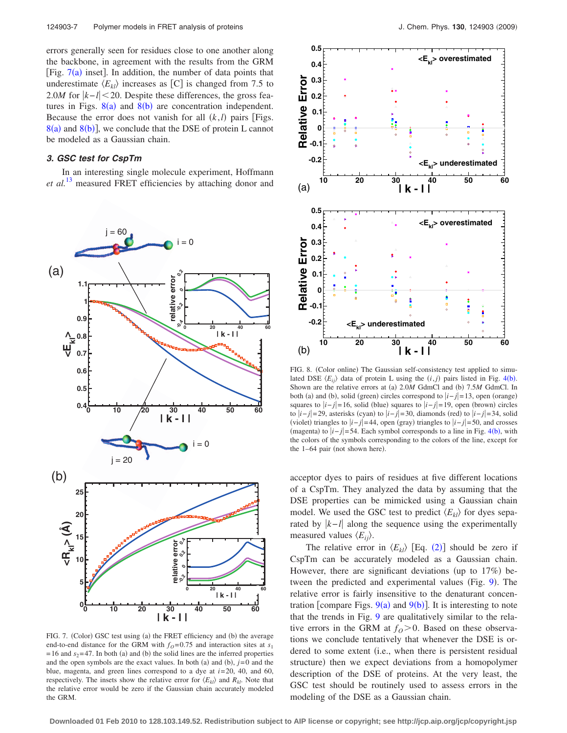errors generally seen for residues close to one another along the backbone, in agreement with the results from the GRM [Fig. 7(a) inset]. In addition, the number of data points that underestimate $\langle E_{kl}\rangle$ increases as [C] is changed from 7.5 to 2.0*M* for $|k-l|<20$. Despite these differences, the gross features in Figs. 8(a) and 8(b) are concentration independent. Because the error does not vanish for all $(k,l)$ pairs [Figs. 8(a) and 8(b)], we conclude that the DSE of protein L cannot be modeled as a Gaussian chain.

### 3. GSC test for CspTm

In an interesting single molecule experiment, Hoffmann *et al.*[13] measured FRET efficiencies by attaching donor and acceptor dyes to pairs of residues at five different locations of a CspTm. They analyzed the data by assuming that the DSE properties can be mimicked using a Gaussian chain model. We used the GSC test to predict $\langle E_{kl}\rangle$ for dyes separated by $|k-l|$ along the sequence using the experimentally measured values $\langle E_{ij}\rangle$.

The relative error in $\langle E_{kl}\rangle$ [Eq. (2)] should be zero if CspTm can be accurately modeled as a Gaussian chain. However, there are significant deviations (up to 17%) between the predicted and experimental values (Fig. 9). The relative error is fairly insensitive to the denaturant concentration [compare Figs. 9(a) and 9(b)]. It is interesting to note that the trends in Fig. 9 are qualitatively similar to the relative errors in the GRM at $f_O>0$. Based on these observations we conclude tentatively that whenever the DSE is ordered to some extent (i.e., when there is persistent residual structure) then we expect deviations from a homopolymer description of the DSE of proteins. At the very least, the GSC test should be routinely used to assess errors in the modeling of the DSE as a Gaussian chain.

FIG. 7. (Color) GSC test using (a) the FRET efficiency and (b) the average end-to-end distance for the GRM with $f_O=0.75$ and interaction sites at $s_1=16$ and $s_2=47$. In both (a) and (b) the solid lines are the inferred properties and the open symbols are the exact values. In both (a) and (b), $j=0$ and the blue, magenta, and green lines correspond to $i=20$, 40, and 60, respectively. The insets show the relative error for $\langle E_{kl}\rangle$ and $R_{kl}$. Note that the relative error would be zero if the Gaussian chain accurately modeled the GRM.

FIG. 8. (Color online) The Gaussian self-consistency test applied to simulated DSE $\langle E_{ij}\rangle$ data of protein L using the $(i,j)$ pairs listed in Fig. 4(b). Shown are the relative errors at (a) 2.0*M* GdmCl and (b) 7.5*M* GdmCl. In both (a) and (b), solid (green) circles correspond to $|i-j|=13$, open (orange) squares to $|i-j|=16$, solid (blue) squares to $|i-j|=19$, open (brown) circles to $|i-j|=29$, asterisks (cyan) to $|i-j|=30$, diamonds (red) to $|i-j|=34$, solid (violet) triangles to $|i-j|=44$, open (gray) triangles to $|i-j|=50$, and crosses (magenta) to $|i-j|=54$. Each symbol corresponds to a line in Fig. 4(b), with the colors of the symbols corresponding to the colors of the line, except for the 1–64 pair (not shown here).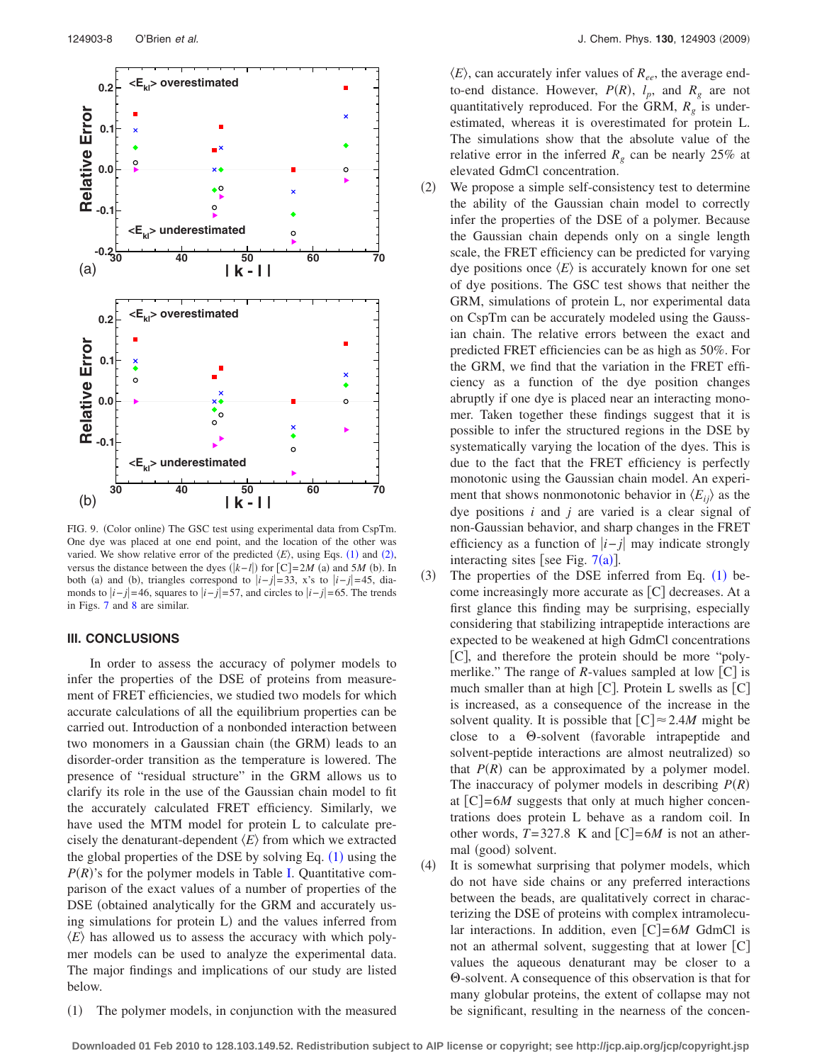FIG. 9. (Color online) The GSC test using experimental data from CspTm. One dye was placed at one end point, and the location of the other was varied. We show relative error of the predicted $\langle E \rangle$, using Eqs. (1) and (2), versus the distance between the dyes ($|k-l|$) for $[C]=2M$ (a) and $5M$ (b). In both (a) and (b), triangles correspond to $|i-j|=33$, x's to $|i-j|=45$, diamonds to $|i-j|=46$, squares to $|i-j|=57$, and circles to $|i-j|=65$. The trends in Figs. 7 and 8 are similar.

## III. CONCLUSIONS

In order to assess the accuracy of polymer models to infer the properties of the DSE of proteins from measurement of FRET efficiencies, we studied two models for which accurate calculations of all the equilibrium properties can be carried out. Introduction of a nonbonded interaction between two monomers in a Gaussian chain (the GRM) leads to an disorder-order transition as the temperature is lowered. The presence of "residual structure" in the GRM allows us to clarify its role in the use of the Gaussian chain model to fit the accurately calculated FRET efficiency. Similarly, we have used the MTM model for protein L to calculate precisely the denaturant-dependent $\langle E \rangle$ from which we extracted the global properties of the DSE by solving Eq. (1) using the $P(R)$'s for the polymer models in Table I. Quantitative comparison of the exact values of a number of properties of the DSE (obtained analytically for the GRM and accurately using simulations for protein L) and the values inferred from $\langle E \rangle$ has allowed us to assess the accuracy with which polymer models can be used to analyze the experimental data. The major findings and implications of our study are listed below.

(1) The polymer models, in conjunction with the measured $\langle E \rangle$, can accurately infer values of $R_{ee}$, the average end-to-end distance. However, $P(R)$, $l_p$, and $R_g$ are not quantitatively reproduced. For the GRM, $R_g$ is underestimated, whereas it is overestimated for protein L. The simulations show that the absolute value of the relative error in the inferred $R_g$ can be nearly 25% at elevated GdmCl concentration.

(2) We propose a simple self-consistency test to determine the ability of the Gaussian chain model to correctly infer the properties of the DSE of a polymer. Because the Gaussian chain depends only on a single length scale, the FRET efficiency can be predicted for varying dye positions once $\langle E \rangle$ is accurately known for one set of dye positions. The GSC test shows that neither the GRM, simulations of protein L, nor experimental data on CspTm can be accurately modeled using the Gaussian chain. The relative errors between the exact and predicted FRET efficiencies can be as high as 50%. For the GRM, we find that the variation in the FRET efficiency as a function of the dye position changes abruptly if one dye is placed near an interacting monomer. Taken together these findings suggest that it is possible to infer the structured regions in the DSE by systematically varying the location of the dyes. This is due to the fact that the FRET efficiency is perfectly monotonic using the Gaussian chain model. An experiment that shows nonmonotonic behavior in $\langle E_{ij} \rangle$ as the dye positions $i$ and $j$ are varied is a clear signal of non-Gaussian behavior, and sharp changes in the FRET efficiency as a function of $|i-j|$ may indicate strongly interacting sites [see Fig. 7(a)].

(3) The properties of the DSE inferred from Eq. (1) become increasingly more accurate as $[C]$ decreases. At a first glance this finding may be surprising, especially considering that stabilizing intrapeptide interactions are expected to be weakened at high GdmCl concentrations $[C]$, and therefore the protein should be more "polymerlike." The range of $R$-values sampled at low $[C]$ is much smaller than at high $[C]$. Protein L swells as $[C]$ is increased, as a consequence of the increase in the solvent quality. It is possible that $[C] \approx 2.4M$ might be close to a $\Theta$-solvent (favorable intrapeptide and solvent-peptide interactions are almost neutralized) so that $P(R)$ can be approximated by a polymer model. The inaccuracy of polymer models in describing $P(R)$ at $[C]=6M$ suggests that only at much higher concentrations does protein L behave as a random coil. In other words, $T=327.8$ K and $[C]=6M$ is not an athermal (good) solvent.

(4) It is somewhat surprising that polymer models, which do not have side chains or any preferred interactions between the beads, are qualitatively correct in characterizing the DSE of proteins with complex intramolecular interactions. In addition, even $[C]=6M$ GdmCl is not an athermal solvent, suggesting that at lower $[C]$ values the aqueous denaturant may be closer to a $\Theta$-solvent. A consequence of this observation is that for many globular proteins, the extent of collapse may not be significant, resulting in the nearness of the concen-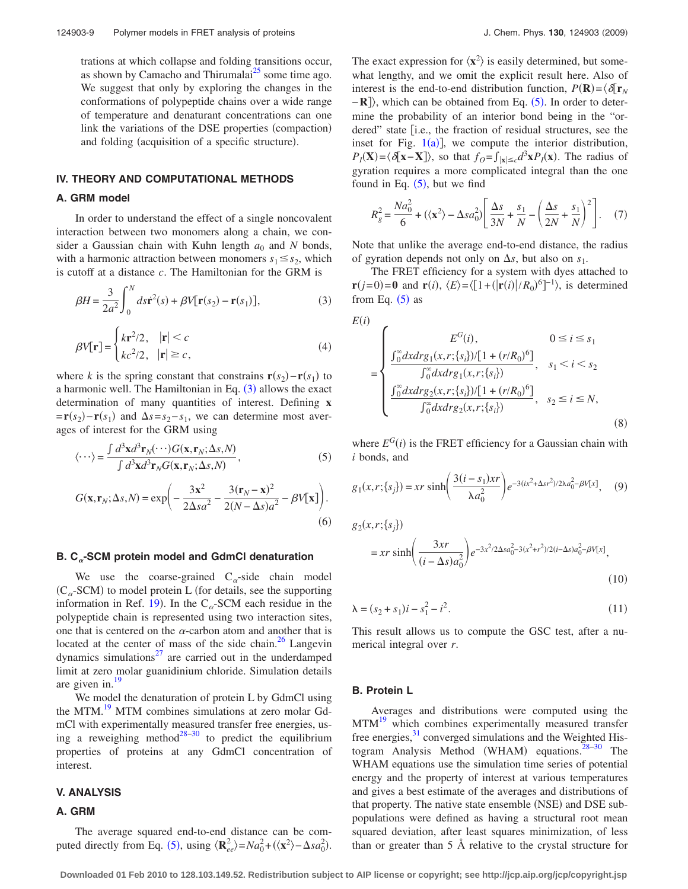trations at which collapse and folding transitions occur, as shown by Camacho and Thirumalai[25] some time ago. We suggest that only by exploring the changes in the conformations of polypeptide chains over a wide range of temperature and denaturant concentrations can one link the variations of the DSE properties (compaction) and folding (acquisition of a specific structure).

## IV. THEORY AND COMPUTATIONAL METHODS

### A. GRM model

In order to understand the effect of a single noncovalent interaction between two monomers along a chain, we consider a Gaussian chain with Kuhn length $a_0$ and $N$ bonds, with a harmonic attraction between monomers $s_1 \leq s_2$, which is cutoff at a distance $c$. The Hamiltonian for the GRM is

$$\beta H = \frac{3}{2a^2}\int_0^N ds \dot{\mathbf{r}}^2(s) + \beta V[\mathbf{r}(s_2) - \mathbf{r}(s_1)], \tag{3}$$

$$\beta V[\mathbf{r}] = \begin{cases} k\mathbf{r}^2/2, & |\mathbf{r}| < c \\ kc^2/2, & |\mathbf{r}| \geq c, \end{cases} \tag{4}$$

where $k$ is the spring constant that constrains $\mathbf{r}(s_2) - \mathbf{r}(s_1)$ to a harmonic well. The Hamiltonian in Eq. (3) allows the exact determination of many quantities of interest. Defining $\mathbf{x} = \mathbf{r}(s_2) - \mathbf{r}(s_1)$ and $\Delta s = s_2 - s_1$, we can determine most averages of interest for the GRM using

$$\langle \cdots \rangle = \frac{\int d^3\mathbf{x} d^3\mathbf{r}_N (\cdots) G(\mathbf{x}, \mathbf{r}_N; \Delta s, N)}{\int d^3\mathbf{x} d^3\mathbf{r}_N G(\mathbf{x}, \mathbf{r}_N; \Delta s, N)}, \tag{5}$$

$$G(\mathbf{x}, \mathbf{r}_N; \Delta s, N) = \exp\left( -\frac{3\mathbf{x}^2}{2\Delta s a^2} - \frac{3(\mathbf{r}_N - \mathbf{x})^2}{2(N-\Delta s)a^2} - \beta V[\mathbf{x}] \right). \tag{6}$$

### B. $C_\alpha$-SCM protein model and GdmCl denaturation

We use the coarse-grained $C_\alpha$-side chain model ($C_\alpha$-SCM) to model protein L (for details, see the supporting information in Ref. 19). In the $C_\alpha$-SCM each residue in the polypeptide chain is represented using two interaction sites, one that is centered on the $\alpha$-carbon atom and another that is located at the center of mass of the side chain.[26] Langevin dynamics simulations[27] are carried out in the underdamped limit at zero molar guanidinium chloride. Simulation details are given in.[19]

We model the denaturation of protein L by GdmCl using the MTM.[19] MTM combines simulations at zero molar GdmCl with experimentally measured transfer free energies, using a reweighing method[28–30] to predict the equilibrium properties of proteins at any GdmCl concentration of interest.

## V. ANALYSIS

### A. GRM

The average squared end-to-end distance can be computed directly from Eq. (5), using $\langle \mathbf{R}_{ee}^2 \rangle = Na_0^2 + (\langle \mathbf{x}^2 \rangle - \Delta s a_0^2)$. The exact expression for $\langle \mathbf{x}^2 \rangle$ is easily determined, but somewhat lengthy, and we omit the explicit result here. Also of interest is the end-to-end distribution function, $P(\mathbf{R}) = \langle \delta[\mathbf{r}_N - \mathbf{R}] \rangle$, which can be obtained from Eq. (5). In order to determine the probability of an interior bond being in the "ordered" state [i.e., the fraction of residual structures, see the inset for Fig. 1(a)], we compute the interior distribution, $P_I(\mathbf{X}) = \langle \delta[\mathbf{x} - \mathbf{X}] \rangle$, so that $f_O = \int_{|\mathbf{x}| \leq c} d^3\mathbf{x} P_I(\mathbf{x})$. The radius of gyration requires a more complicated integral than the one found in Eq. (5), but we find

$$R_g^2 = \frac{Na_0^2}{6} + (\langle \mathbf{x}^2 \rangle - \Delta s a_0^2)\left[ \frac{\Delta s}{3N} + \frac{s_1}{N} - \left( \frac{\Delta s}{2N} + \frac{s_1}{N} \right)^2 \right]. \tag{7}$$

Note that unlike the average end-to-end distance, the radius of gyration depends not only on $\Delta s$, but also on $s_1$.

The FRET efficiency for a system with dyes attached to $\mathbf{r}(j=0) = \mathbf{0}$ and $\mathbf{r}(i)$, $\langle E \rangle = \langle [1 + (|\mathbf{r}(i)|/R_0)^6]^{-1} \rangle$, is determined from Eq. (5) as

$$E(i) = \begin{cases} E^G(i), & 0 \leq i \leq s_1 \\ \dfrac{\int_0^\infty dx dr g_1(x, r; \{s_i\}) / [1 + (r/R_0)^6]}{\int_0^\infty dx dr g_1(x, r; \{s_i\})}, & s_1 < i < s_2 \\ \dfrac{\int_0^\infty dx dr g_2(x, r; \{s_i\}) / [1 + (r/R_0)^6]}{\int_0^\infty dx dr g_2(x, r; \{s_i\})}, & s_2 \leq i \leq N, \end{cases} \tag{8}$$

where $E^G(i)$ is the FRET efficiency for a Gaussian chain with $i$ bonds, and

$$g_1(x, r; \{s_j\}) = xr \sinh\left( \frac{3(i - s_1)xr}{\lambda a_0^2} \right) e^{-3(ix^2 + \Delta s r^2)/2\lambda a_0^2 - \beta V[x]}, \tag{9}$$

$$g_2(x, r; \{s_j\}) = xr \sinh\left( \frac{3xr}{(i - \Delta s)a_0^2} \right) e^{-3x^2/2\Delta s a_0^2 - 3(x^2 + r^2)/2(i - \Delta s)a_0^2 - \beta V[x]}, \tag{10}$$

$$\lambda = (s_2 + s_1)i - s_1^2 - i^2. \tag{11}$$

This result allows us to compute the GSC test, after a numerical integral over $r$.

### B. Protein L

Averages and distributions were computed using the MTM[19] which combines experimentally measured transfer free energies,[31] converged simulations and the Weighted Histogram Analysis Method (WHAM) equations.[28–30] The WHAM equations use the simulation time series of potential energy and the property of interest at various temperatures and gives a best estimate of the averages and distributions of that property. The native state ensemble (NSE) and DSE subpopulations were defined as having a structural root mean squared deviation, after least squares minimization, of less than or greater than 5 Å relative to the crystal structure for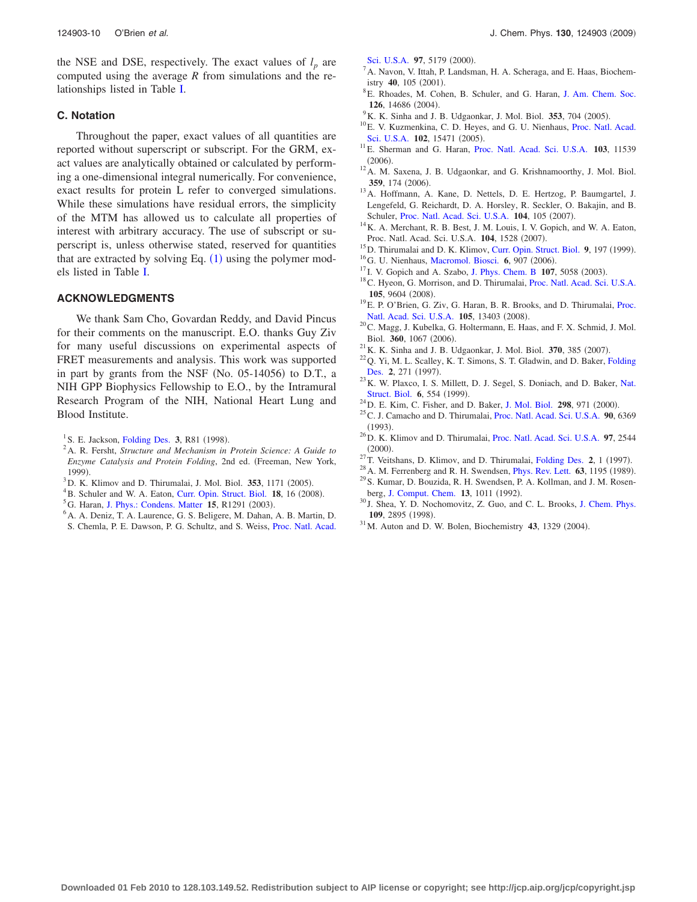the NSE and DSE, respectively. The exact values of $l_p$ are computed using the average $R$ from simulations and the relationships listed in Table I.

### C. Notation

Throughout the paper, exact values of all quantities are reported without superscript or subscript. For the GRM, exact values are analytically obtained or calculated by performing a one-dimensional integral numerically. For convenience, exact results for protein L refer to converged simulations. While these simulations have residual errors, the simplicity of the MTM has allowed us to calculate all properties of interest with arbitrary accuracy. The use of subscript or superscript is, unless otherwise stated, reserved for quantities that are extracted by solving Eq. (1) using the polymer models listed in Table I.

## ACKNOWLEDGMENTS

We thank Sam Cho, Govardan Reddy, and David Pincus for their comments on the manuscript. E.O. thanks Guy Ziv for many useful discussions on experimental aspects of FRET measurements and analysis. This work was supported in part by grants from the NSF (No. 05-14056) to D.T., a NIH GPP Biophysics Fellowship to E.O., by the Intramural Research Program of the NIH, National Heart Lung and Blood Institute.

[1] S. E. Jackson, Folding Des. **3**, R81 (1998).
[2] A. R. Fersht, *Structure and Mechanism in Protein Science: A Guide to Enzyme Catalysis and Protein Folding*, 2nd ed. (Freeman, New York, 1999).
[3] D. K. Klimov and D. Thirumalai, J. Mol. Biol. **353**, 1171 (2005).
[4] B. Schuler and W. A. Eaton, Curr. Opin. Struct. Biol. **18**, 16 (2008).
[5] G. Haran, J. Phys.: Condens. Matter **15**, R1291 (2003).
[6] A. A. Deniz, T. A. Laurence, G. S. Beligere, M. Dahan, A. B. Martin, D. S. Chemla, P. E. Dawson, P. G. Schultz, and S. Weiss, Proc. Natl. Acad. Sci. U.S.A. **97**, 5179 (2000).
[7] A. Navon, V. Ittah, P. Landsman, H. A. Scheraga, and E. Haas, Biochemistry **40**, 105 (2001).
[8] E. Rhoades, M. Cohen, B. Schuler, and G. Haran, J. Am. Chem. Soc. **126**, 14686 (2004).
[9] K. K. Sinha and J. B. Udgaonkar, J. Mol. Biol. **353**, 704 (2005).
[10] E. V. Kuzmenkina, C. D. Heyes, and G. U. Nienhaus, Proc. Natl. Acad. Sci. U.S.A. **102**, 15471 (2005).
[11] E. Sherman and G. Haran, Proc. Natl. Acad. Sci. U.S.A. **103**, 11539 (2006).
[12] A. M. Saxena, J. B. Udgaonkar, and G. Krishnamoorthy, J. Mol. Biol. **359**, 174 (2006).
[13] A. Hoffmann, A. Kane, D. Nettels, D. E. Hertzog, P. Baumgartel, J. Lengefeld, G. Reichardt, D. A. Horsley, R. Seckler, O. Bakajin, and B. Schuler, Proc. Natl. Acad. Sci. U.S.A. **104**, 105 (2007).
[14] K. A. Merchant, R. B. Best, J. M. Louis, I. V. Gopich, and W. A. Eaton, Proc. Natl. Acad. Sci. U.S.A. **104**, 1528 (2007).
[15] D. Thirumalai and D. K. Klimov, Curr. Opin. Struct. Biol. **9**, 197 (1999).
[16] G. U. Nienhaus, Macromol. Biosci. **6**, 907 (2006).
[17] I. V. Gopich and A. Szabo, J. Phys. Chem. B **107**, 5058 (2003).
[18] C. Hyeon, G. Morrison, and D. Thirumalai, Proc. Natl. Acad. Sci. U.S.A. **105**, 9604 (2008).
[19] E. P. O'Brien, G. Ziv, G. Haran, B. R. Brooks, and D. Thirumalai, Proc. Natl. Acad. Sci. U.S.A. **105**, 13403 (2008).
[20] C. Magg, J. Kubelka, G. Holtermann, E. Haas, and F. X. Schmid, J. Mol. Biol. **360**, 1067 (2006).
[21] K. K. Sinha and J. B. Udgaonkar, J. Mol. Biol. **370**, 385 (2007).
[22] Q. Yi, M. L. Scalley, K. T. Simons, S. T. Gladwin, and D. Baker, Folding Des. **2**, 271 (1997).
[23] K. W. Plaxco, I. S. Millett, D. J. Segel, S. Doniach, and D. Baker, Nat. Struct. Biol. **6**, 554 (1999).
[24] D. E. Kim, C. Fisher, and D. Baker, J. Mol. Biol. **298**, 971 (2000).
[25] C. J. Camacho and D. Thirumalai, Proc. Natl. Acad. Sci. U.S.A. **90**, 6369 (1993).
[26] D. K. Klimov and D. Thirumalai, Proc. Natl. Acad. Sci. U.S.A. **97**, 2544 (2000).
[27] T. Veitshans, D. Klimov, and D. Thirumalai, Folding Des. **2**, 1 (1997).
[28] A. M. Ferrenberg and R. H. Swendsen, Phys. Rev. Lett. **63**, 1195 (1989).
[29] S. Kumar, D. Bouzida, R. H. Swendsen, P. A. Kollman, and J. M. Rosenberg, J. Comput. Chem. **13**, 1011 (1992).
[30] J. Shea, Y. D. Nochomovitz, Z. Guo, and C. L. Brooks, J. Chem. Phys. **109**, 2895 (1998).
[31] M. Auton and D. W. Bolen, Biochemistry **43**, 1329 (2004).